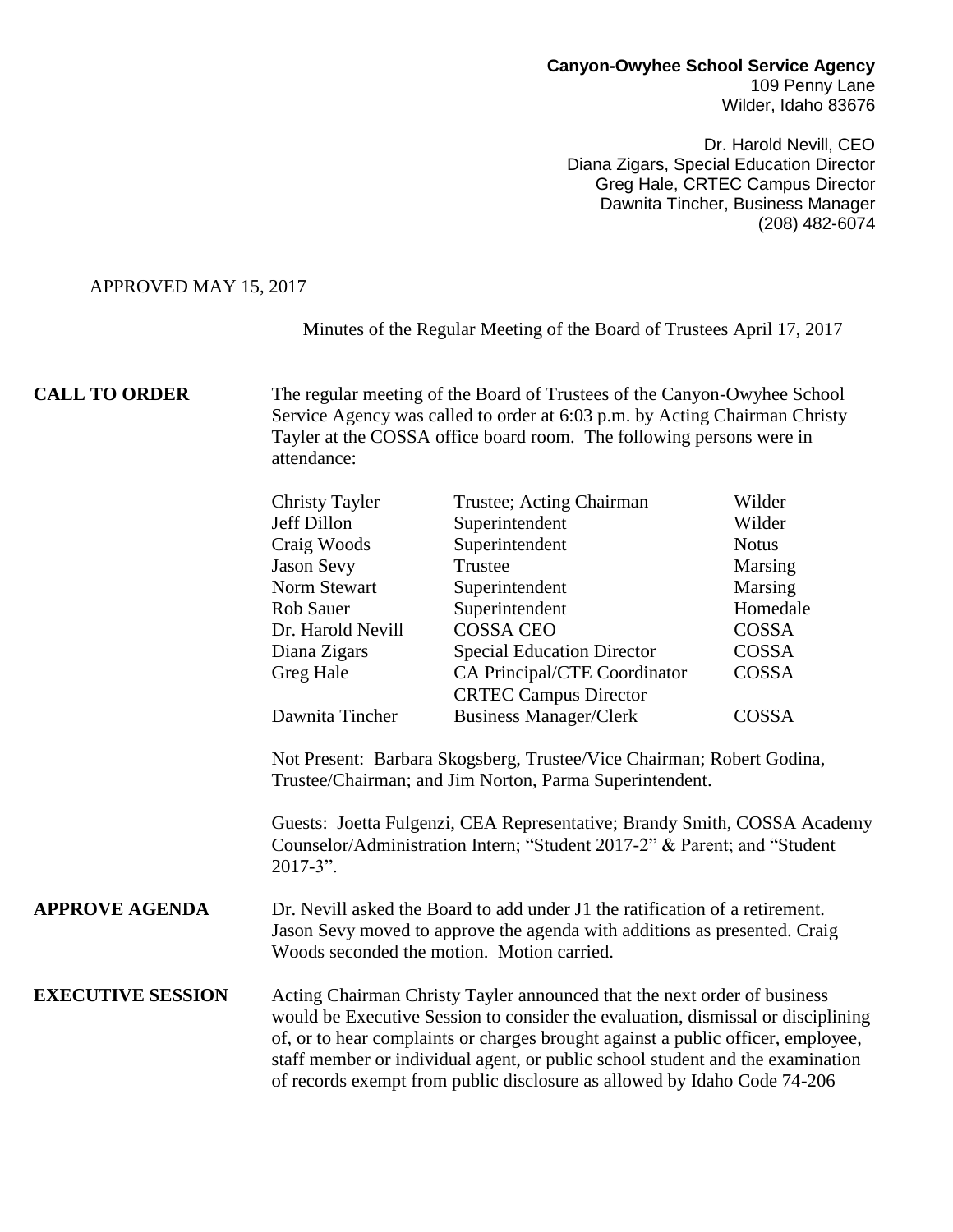**Canyon-Owyhee School Service Agency**
109 Penny Lane
Wilder, Idaho 83676

Dr. Harold Nevill, CEO
Diana Zigars, Special Education Director
Greg Hale, CRTEC Campus Director
Dawnita Tincher, Business Manager
(208) 482-6074

APPROVED MAY 15, 2017

Minutes of the Regular Meeting of the Board of Trustees April 17, 2017

**CALL TO ORDER**

The regular meeting of the Board of Trustees of the Canyon-Owyhee School Service Agency was called to order at 6:03 p.m. by Acting Chairman Christy Tayler at the COSSA office board room. The following persons were in attendance:

| | | |
|---|---|---|
| Christy Tayler | Trustee; Acting Chairman | Wilder |
| Jeff Dillon | Superintendent | Wilder |
| Craig Woods | Superintendent | Notus |
| Jason Sevy | Trustee | Marsing |
| Norm Stewart | Superintendent | Marsing |
| Rob Sauer | Superintendent | Homedale |
| Dr. Harold Nevill | COSSA CEO | COSSA |
| Diana Zigars | Special Education Director | COSSA |
| Greg Hale | CA Principal/CTE Coordinator<br>CRTEC Campus Director | COSSA |
| Dawnita Tincher | Business Manager/Clerk | COSSA |

Not Present: Barbara Skogsberg, Trustee/Vice Chairman; Robert Godina, Trustee/Chairman; and Jim Norton, Parma Superintendent.

Guests: Joetta Fulgenzi, CEA Representative; Brandy Smith, COSSA Academy Counselor/Administration Intern; "Student 2017-2" & Parent; and "Student 2017-3".

**APPROVE AGENDA**

Dr. Nevill asked the Board to add under J1 the ratification of a retirement. Jason Sevy moved to approve the agenda with additions as presented. Craig Woods seconded the motion. Motion carried.

**EXECUTIVE SESSION**

Acting Chairman Christy Tayler announced that the next order of business would be Executive Session to consider the evaluation, dismissal or disciplining of, or to hear complaints or charges brought against a public officer, employee, staff member or individual agent, or public school student and the examination of records exempt from public disclosure as allowed by Idaho Code 74-206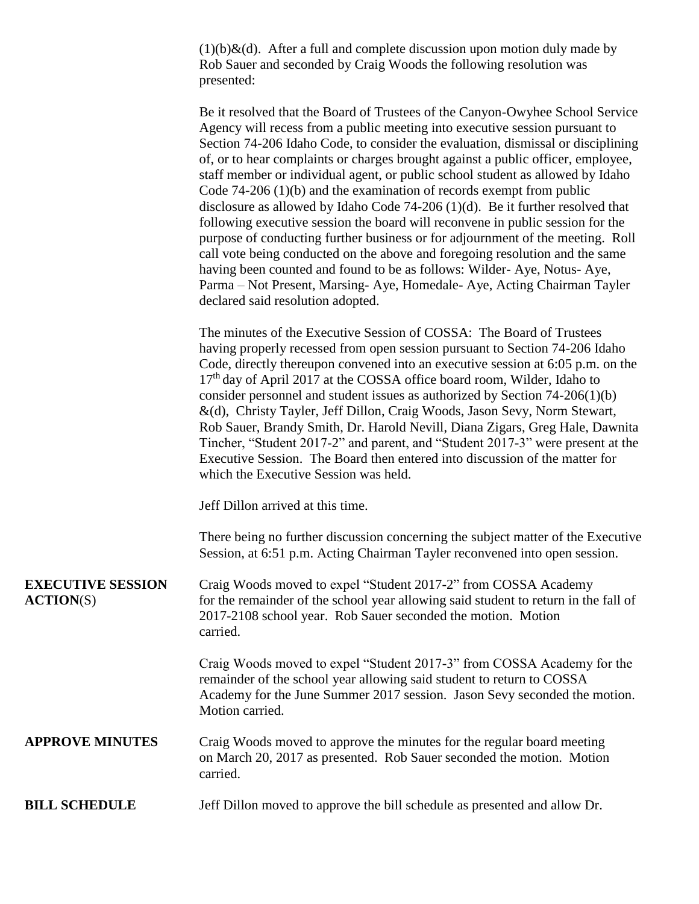(1)(b)&(d). After a full and complete discussion upon motion duly made by Rob Sauer and seconded by Craig Woods the following resolution was presented:

Be it resolved that the Board of Trustees of the Canyon-Owyhee School Service Agency will recess from a public meeting into executive session pursuant to Section 74-206 Idaho Code, to consider the evaluation, dismissal or disciplining of, or to hear complaints or charges brought against a public officer, employee, staff member or individual agent, or public school student as allowed by Idaho Code 74-206 (1)(b) and the examination of records exempt from public disclosure as allowed by Idaho Code 74-206 (1)(d). Be it further resolved that following executive session the board will reconvene in public session for the purpose of conducting further business or for adjournment of the meeting. Roll call vote being conducted on the above and foregoing resolution and the same having been counted and found to be as follows: Wilder- Aye, Notus- Aye, Parma – Not Present, Marsing- Aye, Homedale- Aye, Acting Chairman Tayler declared said resolution adopted.

The minutes of the Executive Session of COSSA: The Board of Trustees having properly recessed from open session pursuant to Section 74-206 Idaho Code, directly thereupon convened into an executive session at 6:05 p.m. on the 17th day of April 2017 at the COSSA office board room, Wilder, Idaho to consider personnel and student issues as authorized by Section 74-206(1)(b) &(d), Christy Tayler, Jeff Dillon, Craig Woods, Jason Sevy, Norm Stewart, Rob Sauer, Brandy Smith, Dr. Harold Nevill, Diana Zigars, Greg Hale, Dawnita Tincher, "Student 2017-2" and parent, and "Student 2017-3" were present at the Executive Session. The Board then entered into discussion of the matter for which the Executive Session was held.

Jeff Dillon arrived at this time.

There being no further discussion concerning the subject matter of the Executive Session, at 6:51 p.m. Acting Chairman Tayler reconvened into open session.

**EXECUTIVE SESSION ACTION**(S)

Craig Woods moved to expel "Student 2017-2" from COSSA Academy for the remainder of the school year allowing said student to return in the fall of 2017-2108 school year. Rob Sauer seconded the motion. Motion carried.

Craig Woods moved to expel "Student 2017-3" from COSSA Academy for the remainder of the school year allowing said student to return to COSSA Academy for the June Summer 2017 session. Jason Sevy seconded the motion. Motion carried.

**APPROVE MINUTES**

Craig Woods moved to approve the minutes for the regular board meeting on March 20, 2017 as presented. Rob Sauer seconded the motion. Motion carried.

**BILL SCHEDULE**

Jeff Dillon moved to approve the bill schedule as presented and allow Dr.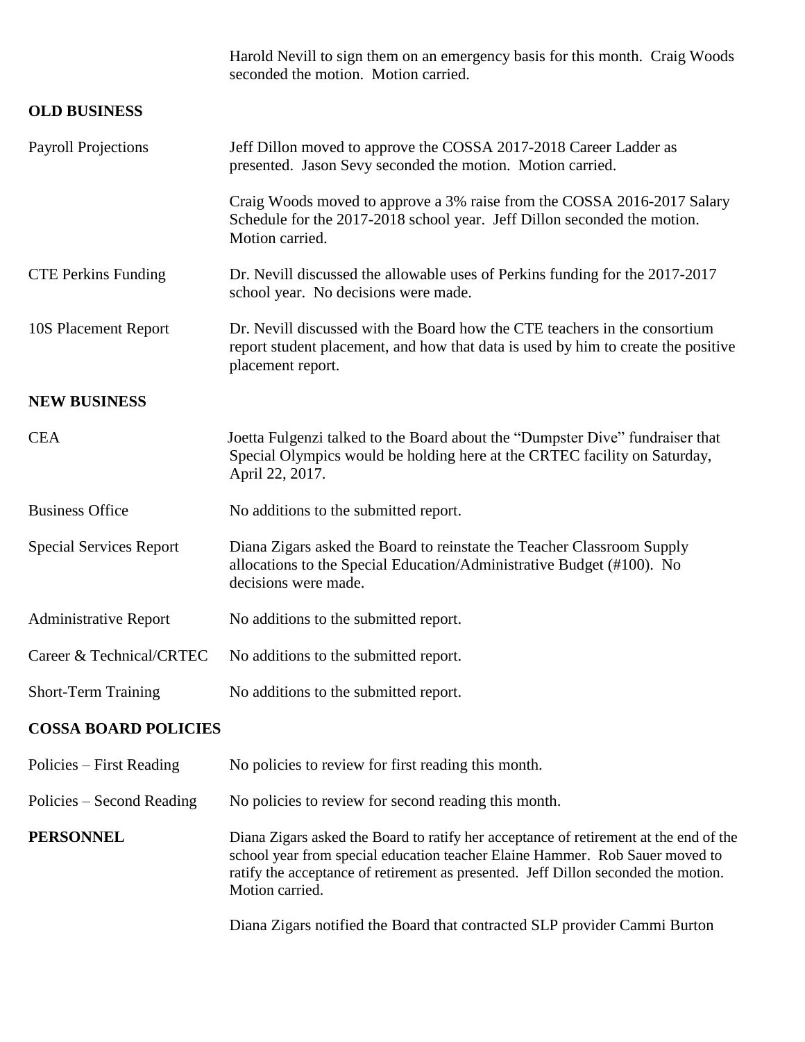Harold Nevill to sign them on an emergency basis for this month. Craig Woods seconded the motion. Motion carried.

**OLD BUSINESS**

Payroll Projections — Jeff Dillon moved to approve the COSSA 2017-2018 Career Ladder as presented. Jason Sevy seconded the motion. Motion carried.

Craig Woods moved to approve a 3% raise from the COSSA 2016-2017 Salary Schedule for the 2017-2018 school year. Jeff Dillon seconded the motion. Motion carried.

CTE Perkins Funding — Dr. Nevill discussed the allowable uses of Perkins funding for the 2017-2017 school year. No decisions were made.

10S Placement Report — Dr. Nevill discussed with the Board how the CTE teachers in the consortium report student placement, and how that data is used by him to create the positive placement report.

**NEW BUSINESS**

CEA — Joetta Fulgenzi talked to the Board about the "Dumpster Dive" fundraiser that Special Olympics would be holding here at the CRTEC facility on Saturday, April 22, 2017.

Business Office — No additions to the submitted report.

Special Services Report — Diana Zigars asked the Board to reinstate the Teacher Classroom Supply allocations to the Special Education/Administrative Budget (#100). No decisions were made.

Administrative Report — No additions to the submitted report.

Career & Technical/CRTEC — No additions to the submitted report.

Short-Term Training — No additions to the submitted report.

**COSSA BOARD POLICIES**

Policies – First Reading — No policies to review for first reading this month.

Policies – Second Reading — No policies to review for second reading this month.

**PERSONNEL** — Diana Zigars asked the Board to ratify her acceptance of retirement at the end of the school year from special education teacher Elaine Hammer. Rob Sauer moved to ratify the acceptance of retirement as presented. Jeff Dillon seconded the motion. Motion carried.

Diana Zigars notified the Board that contracted SLP provider Cammi Burton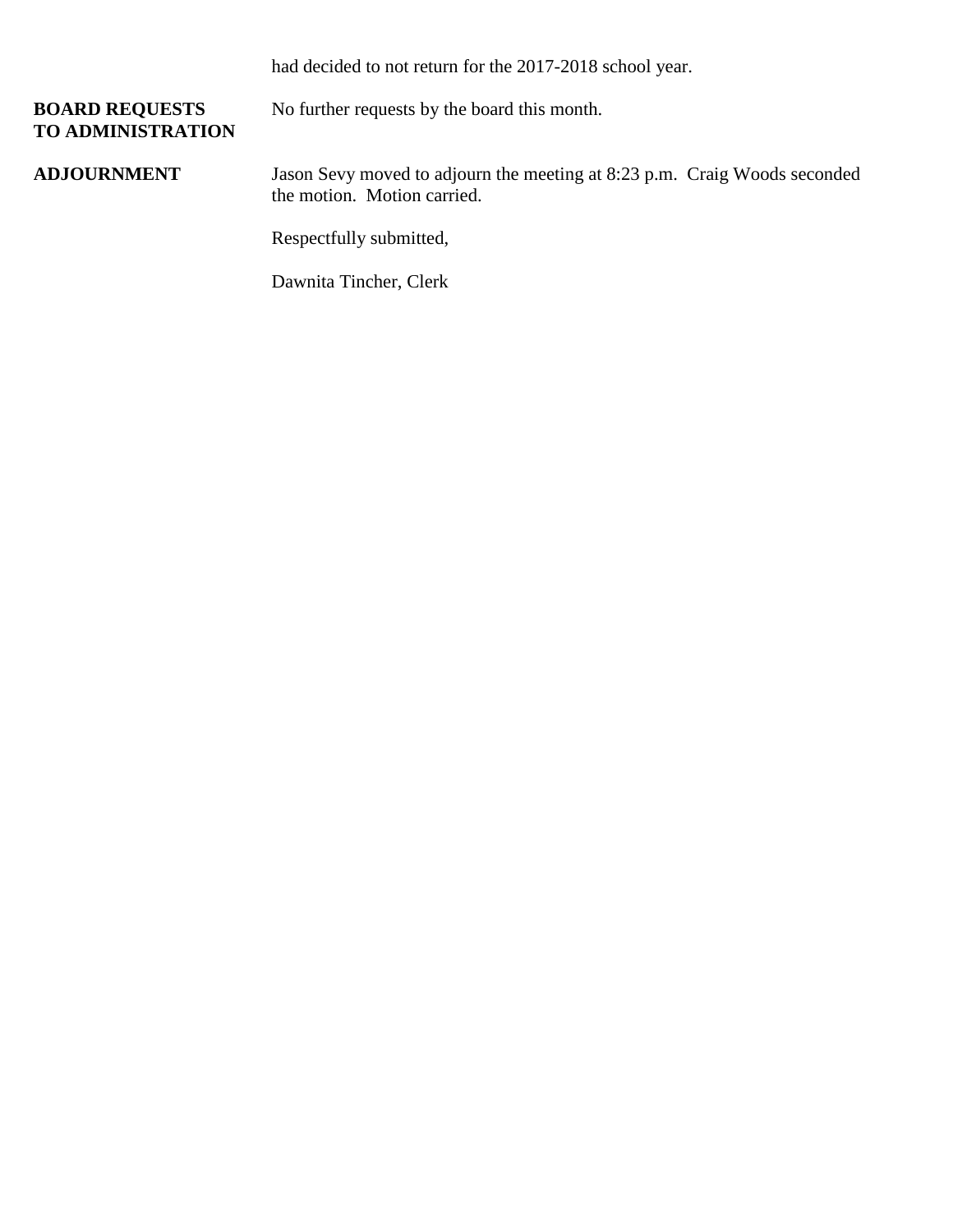had decided to not return for the 2017-2018 school year.

**BOARD REQUESTS TO ADMINISTRATION**

No further requests by the board this month.

**ADJOURNMENT**

Jason Sevy moved to adjourn the meeting at 8:23 p.m. Craig Woods seconded the motion. Motion carried.

Respectfully submitted,

Dawnita Tincher, Clerk